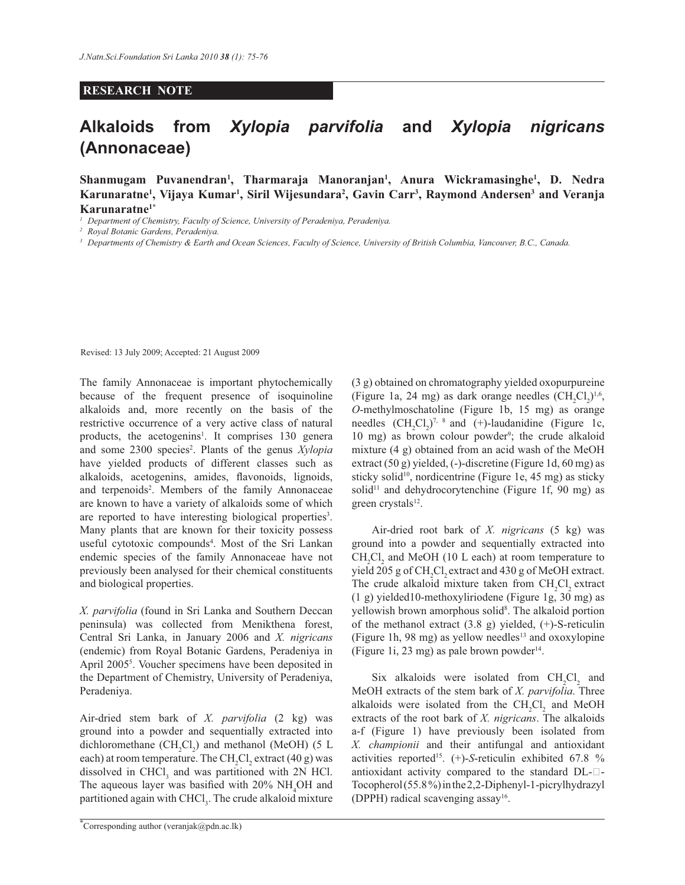**RESEARCH NOTE**

# Alkaloids from *Xylopia parvifolia* and *Xylopia nigricans* (Annonaceae)

**Shanmugam Puvanendran[1], Tharmaraja Manoranjan[1], Anura Wickramasinghe[1], D. Nedra Karunaratne[1], Vijaya Kumar[1], Siril Wijesundara[2], Gavin Carr[3], Raymond Andersen[3] and Veranja Karunaratne[1*]**

[1] *Department of Chemistry, Faculty of Science, University of Peradeniya, Peradeniya.*

[2] *Royal Botanic Gardens, Peradeniya.*

[3] *Departments of Chemistry & Earth and Ocean Sciences, Faculty of Science, University of British Columbia, Vancouver, B.C., Canada.*

Revised: 13 July 2009; Accepted: 21 August 2009

The family Annonaceae is important phytochemically because of the frequent presence of isoquinoline alkaloids and, more recently on the basis of the restrictive occurrence of a very active class of natural products, the acetogenins[1]. It comprises 130 genera and some 2300 species[2]. Plants of the genus *Xylopia* have yielded products of different classes such as alkaloids, acetogenins, amides, flavonoids, lignoids, and terpenoids[2]. Members of the family Annonaceae are known to have a variety of alkaloids some of which are reported to have interesting biological properties[3]. Many plants that are known for their toxicity possess useful cytotoxic compounds[4]. Most of the Sri Lankan endemic species of the family Annonaceae have not previously been analysed for their chemical constituents and biological properties.

*X. parvifolia* (found in Sri Lanka and Southern Deccan peninsula) was collected from Menikthena forest, Central Sri Lanka, in January 2006 and *X. nigricans* (endemic) from Royal Botanic Gardens, Peradeniya in April 2005[5]. Voucher specimens have been deposited in the Department of Chemistry, University of Peradeniya, Peradeniya.

Air-dried stem bark of *X. parvifolia* (2 kg) was ground into a powder and sequentially extracted into dichloromethane ($CH_2Cl_2$) and methanol (MeOH) (5 L each) at room temperature. The $CH_2Cl_2$ extract (40 g) was dissolved in $CHCl_3$ and was partitioned with 2N HCl. The aqueous layer was basified with 20% $NH_4OH$ and partitioned again with $CHCl_3$. The crude alkaloid mixture (3 g) obtained on chromatography yielded oxopurpureine (Figure 1a, 24 mg) as dark orange needles ($CH_2Cl_2$)[1,6], *O*-methylmoschatoline (Figure 1b, 15 mg) as orange needles ($CH_2Cl_2$)[7, 8] and (+)-laudanidine (Figure 1c, 10 mg) as brown colour powder[9]; the crude alkaloid mixture (4 g) obtained from an acid wash of the MeOH extract (50 g) yielded, (-)-discretine (Figure 1d, 60 mg) as sticky solid[10], nordicentrine (Figure 1e, 45 mg) as sticky solid[11] and dehydrocorytenchine (Figure 1f, 90 mg) as green crystals[12].

Air-dried root bark of *X. nigricans* (5 kg) was ground into a powder and sequentially extracted into $CH_2Cl_2$ and MeOH (10 L each) at room temperature to yield 205 g of $CH_2Cl_2$ extract and 430 g of MeOH extract. The crude alkaloid mixture taken from $CH_2Cl_2$ extract (1 g) yielded10-methoxyliriodene (Figure 1g, 30 mg) as yellowish brown amorphous solid[8]. The alkaloid portion of the methanol extract (3.8 g) yielded, (+)-S-reticulin (Figure 1h, 98 mg) as yellow needles[13] and oxoxylopine (Figure 1i, 23 mg) as pale brown powder[14].

Six alkaloids were isolated from $CH_2Cl_2$ and MeOH extracts of the stem bark of *X. parvifolia*. Three alkaloids were isolated from the $CH_2Cl_2$ and MeOH extracts of the root bark of *X. nigricans*. The alkaloids a-f (Figure 1) have previously been isolated from *X. championii* and their antifungal and antioxidant activities reported[15]. (+)-*S*-reticulin exhibited 67.8 % antioxidant activity compared to the standard DL-α-Tocopherol (55.8 %) in the 2,2-Diphenyl-1-picrylhydrazyl (DPPH) radical scavenging assay[16].

[*] Corresponding author (veranjak@pdn.ac.lk)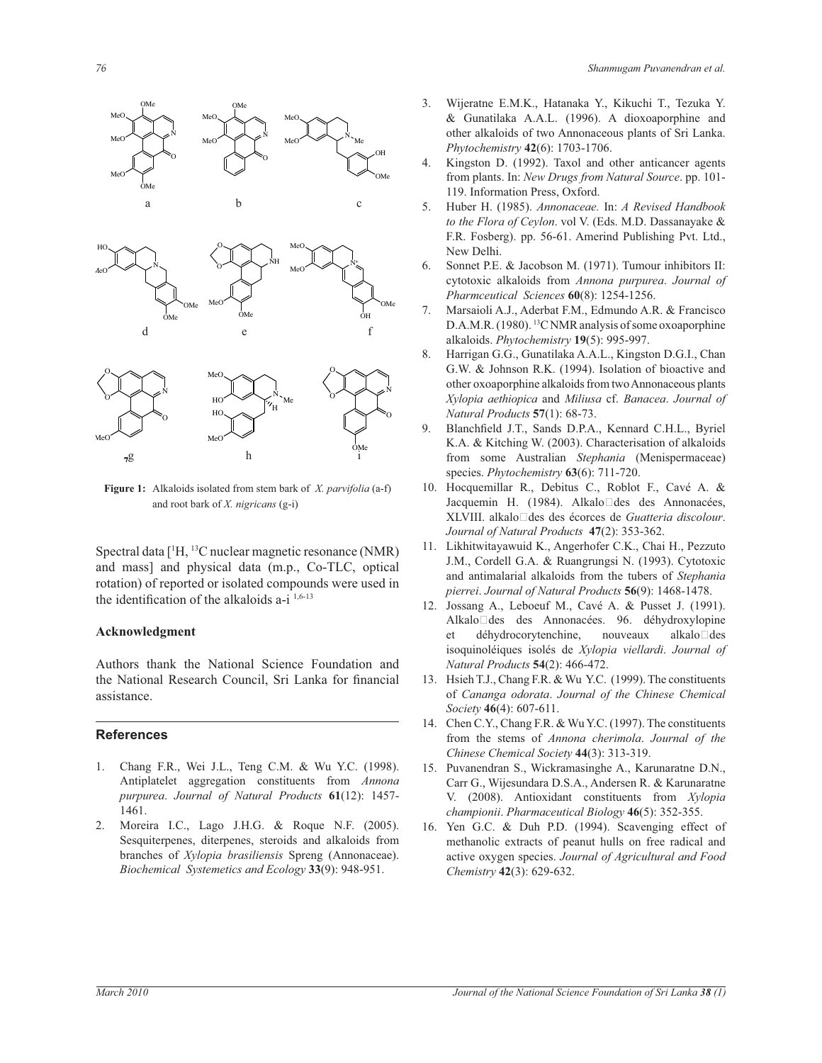**Figure 1:** Alkaloids isolated from stem bark of *X. parvifolia* (a-f) and root bark of *X. nigricans* (g-i)

Spectral data [[1]H, [13]C nuclear magnetic resonance (NMR) and mass] and physical data (m.p., Co-TLC, optical rotation) of reported or isolated compounds were used in the identification of the alkaloids a-i [1,6-13]

## Acknowledgment

Authors thank the National Science Foundation and the National Research Council, Sri Lanka for financial assistance.

## References

1. Chang F.R., Wei J.L., Teng C.M. & Wu Y.C. (1998). Antiplatelet aggregation constituents from *Annona purpurea*. *Journal of Natural Products* **61**(12): 1457-1461.
2. Moreira I.C., Lago J.H.G. & Roque N.F. (2005). Sesquiterpenes, diterpenes, steroids and alkaloids from branches of *Xylopia brasiliensis* Spreng (Annonaceae). *Biochemical Systemetics and Ecology* **33**(9): 948-951.
3. Wijeratne E.M.K., Hatanaka Y., Kikuchi T., Tezuka Y. & Gunatilaka A.A.L. (1996). A dioxoaporphine and other alkaloids of two Annonaceous plants of Sri Lanka. *Phytochemistry* **42**(6): 1703-1706.
4. Kingston D. (1992). Taxol and other anticancer agents from plants. In: *New Drugs from Natural Source*. pp. 101-119. Information Press, Oxford.
5. Huber H. (1985). *Annonaceae.* In: *A Revised Handbook to the Flora of Ceylon*. vol V. (Eds. M.D. Dassanayake & F.R. Fosberg). pp. 56-61. Amerind Publishing Pvt. Ltd., New Delhi.
6. Sonnet P.E. & Jacobson M. (1971). Tumour inhibitors II: cytotoxic alkaloids from *Annona purpurea*. *Journal of Pharmceutical Sciences* **60**(8): 1254-1256.
7. Marsaioli A.J., Aderbat F.M., Edmundo A.R. & Francisco D.A.M.R. (1980). [13]C NMR analysis of some oxoaporphine alkaloids. *Phytochemistry* **19**(5): 995-997.
8. Harrigan G.G., Gunatilaka A.A.L., Kingston D.G.I., Chan G.W. & Johnson R.K. (1994). Isolation of bioactive and other oxoaporphine alkaloids from two Annonaceous plants *Xylopia aethiopica* and *Miliusa* cf. *Banacea*. *Journal of Natural Products* **57**(1): 68-73.
9. Blanchfield J.T., Sands D.P.A., Kennard C.H.L., Byriel K.A. & Kitching W. (2003). Characterisation of alkaloids from some Australian *Stephania* (Menispermaceae) species. *Phytochemistry* **63**(6): 711-720.
10. Hocquemillar R., Debitus C., Roblot F., Cavé A. & Jacquemin H. (1984). Alkaloïdes des Annonacées, XLVIII. alkaloïdes des écorces de *Guatteria discolour*. *Journal of Natural Products* **47**(2): 353-362.
11. Likhitwitayawuid K., Angerhofer C.K., Chai H., Pezzuto J.M., Cordell G.A. & Ruangrungsi N. (1993). Cytotoxic and antimalarial alkaloids from the tubers of *Stephania pierrei*. *Journal of Natural Products* **56**(9): 1468-1478.
12. Jossang A., Leboeuf M., Cavé A. & Pusset J. (1991). Alkaloïdes des Annonacées. 96. déhydroxylopine et déhydrocorytenchine, nouveaux alkaloïdes isoquinoléiques isolés de *Xylopia viellardi*. *Journal of Natural Products* **54**(2): 466-472.
13. Hsieh T.J., Chang F.R. & Wu Y.C. (1999). The constituents of *Cananga odorata*. *Journal of the Chinese Chemical Society* **46**(4): 607-611.
14. Chen C.Y., Chang F.R. & Wu Y.C. (1997). The constituents from the stems of *Annona cherimola*. *Journal of the Chinese Chemical Society* **44**(3): 313-319.
15. Puvanendran S., Wickramasinghe A., Karunaratne D.N., Carr G., Wijesundara D.S.A., Andersen R. & Karunaratne V. (2008). Antioxidant constituents from *Xylopia championii*. *Pharmaceutical Biology* **46**(5): 352-355.
16. Yen G.C. & Duh P.D. (1994). Scavenging effect of methanolic extracts of peanut hulls on free radical and active oxygen species. *Journal of Agricultural and Food Chemistry* **42**(3): 629-632.